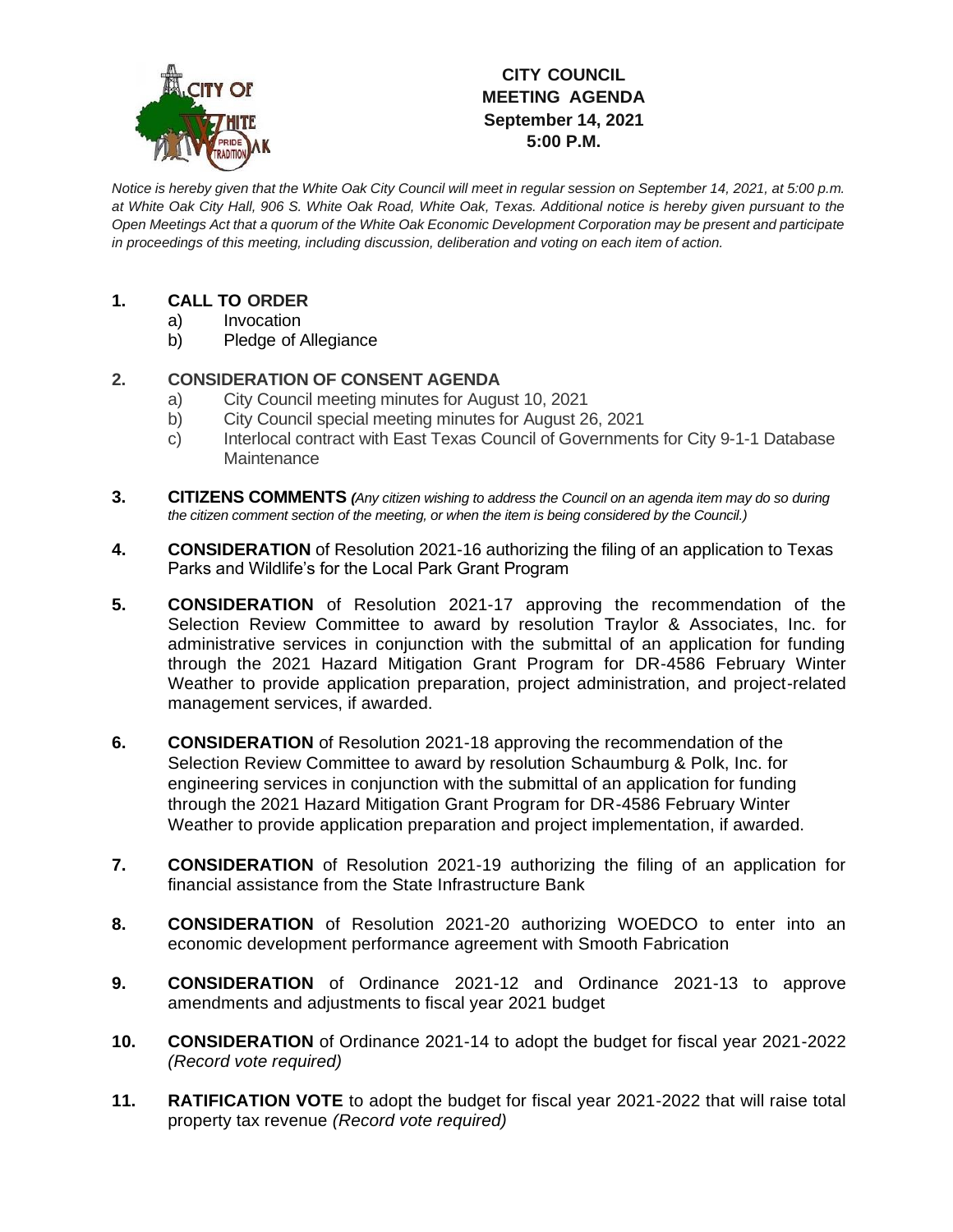# CITY COUNCIL MEETING AGENDA
**September 14, 2021**
**5:00 P.M.**

*Notice is hereby given that the White Oak City Council will meet in regular session on September 14, 2021, at 5:00 p.m. at White Oak City Hall, 906 S. White Oak Road, White Oak, Texas. Additional notice is hereby given pursuant to the Open Meetings Act that a quorum of the White Oak Economic Development Corporation may be present and participate in proceedings of this meeting, including discussion, deliberation and voting on each item of action.*

**1. CALL TO ORDER**
   a) Invocation
   b) Pledge of Allegiance

**2. CONSIDERATION OF CONSENT AGENDA**
   a) City Council meeting minutes for August 10, 2021
   b) City Council special meeting minutes for August 26, 2021
   c) Interlocal contract with East Texas Council of Governments for City 9-1-1 Database Maintenance

**3. CITIZENS COMMENTS** *(Any citizen wishing to address the Council on an agenda item may do so during the citizen comment section of the meeting, or when the item is being considered by the Council.)*

**4. CONSIDERATION** of Resolution 2021-16 authorizing the filing of an application to Texas Parks and Wildlife's for the Local Park Grant Program

**5. CONSIDERATION** of Resolution 2021-17 approving the recommendation of the Selection Review Committee to award by resolution Traylor & Associates, Inc. for administrative services in conjunction with the submittal of an application for funding through the 2021 Hazard Mitigation Grant Program for DR-4586 February Winter Weather to provide application preparation, project administration, and project-related management services, if awarded.

**6. CONSIDERATION** of Resolution 2021-18 approving the recommendation of the Selection Review Committee to award by resolution Schaumburg & Polk, Inc. for engineering services in conjunction with the submittal of an application for funding through the 2021 Hazard Mitigation Grant Program for DR-4586 February Winter Weather to provide application preparation and project implementation, if awarded.

**7. CONSIDERATION** of Resolution 2021-19 authorizing the filing of an application for financial assistance from the State Infrastructure Bank

**8. CONSIDERATION** of Resolution 2021-20 authorizing WOEDCO to enter into an economic development performance agreement with Smooth Fabrication

**9. CONSIDERATION** of Ordinance 2021-12 and Ordinance 2021-13 to approve amendments and adjustments to fiscal year 2021 budget

**10. CONSIDERATION** of Ordinance 2021-14 to adopt the budget for fiscal year 2021-2022 *(Record vote required)*

**11. RATIFICATION VOTE** to adopt the budget for fiscal year 2021-2022 that will raise total property tax revenue *(Record vote required)*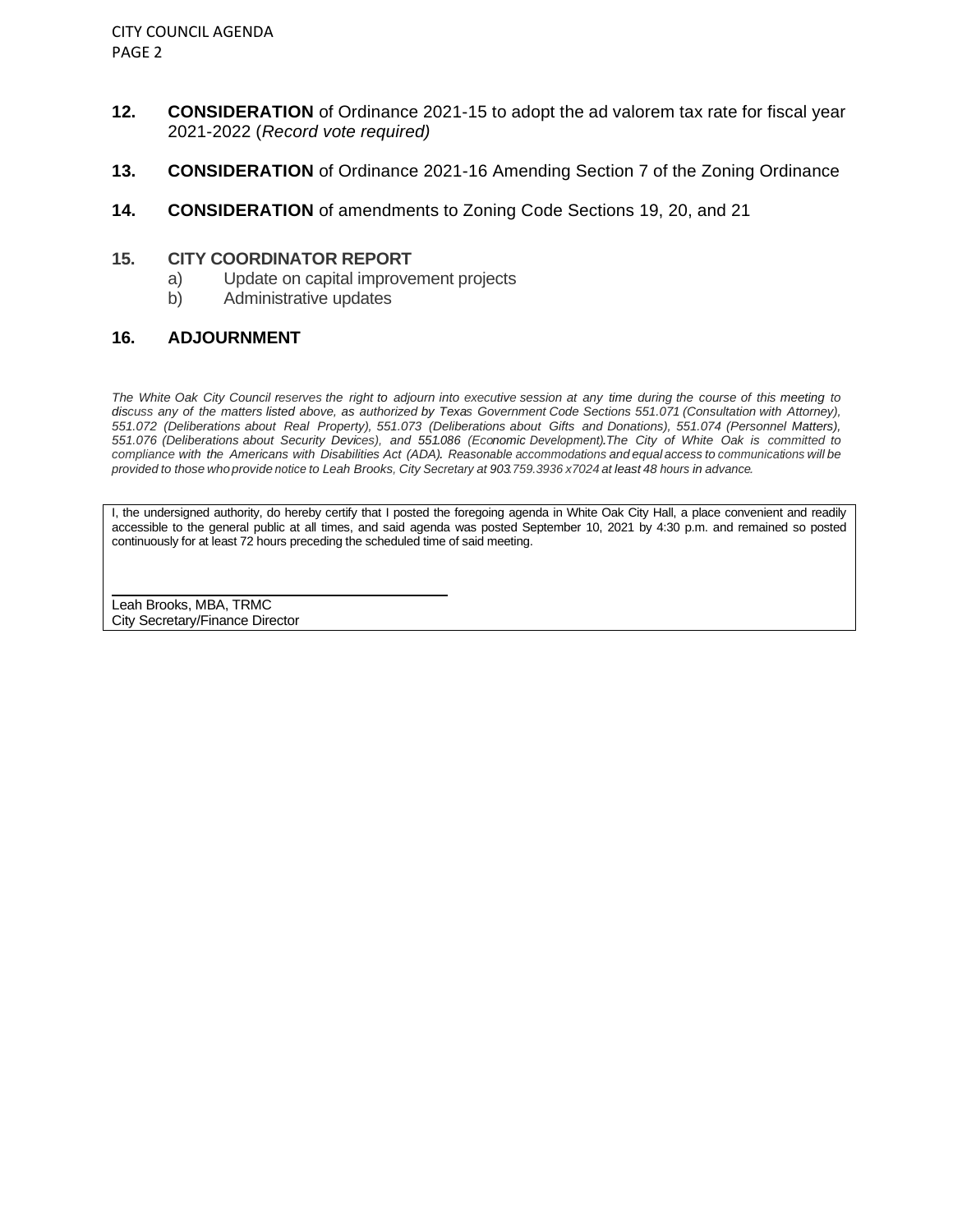**12.** **CONSIDERATION** of Ordinance 2021-15 to adopt the ad valorem tax rate for fiscal year 2021-2022 (*Record vote required)*

**13.** **CONSIDERATION** of Ordinance 2021-16 Amending Section 7 of the Zoning Ordinance

**14.** **CONSIDERATION** of amendments to Zoning Code Sections 19, 20, and 21

**15.** **CITY COORDINATOR REPORT**

a) Update on capital improvement projects
b) Administrative updates

**16.** **ADJOURNMENT**

*The White Oak City Council reserves the right to adjourn into executive session at any time during the course of this meeting to discuss any of the matters listed above, as authorized by Texas Government Code Sections 551.071 (Consultation with Attorney), 551.072 (Deliberations about Real Property), 551.073 (Deliberations about Gifts and Donations), 551.074 (Personnel Matters), 551.076 (Deliberations about Security Devices), and 551.086 (Economic Development).The City of White Oak is committed to compliance with the Americans with Disabilities Act (ADA). Reasonable accommodations and equal access to communications will be provided to those who provide notice to Leah Brooks, City Secretary at 903.759.3936 x7024 at least 48 hours in advance.*

I, the undersigned authority, do hereby certify that I posted the foregoing agenda in White Oak City Hall, a place convenient and readily accessible to the general public at all times, and said agenda was posted September 10, 2021 by 4:30 p.m. and remained so posted continuously for at least 72 hours preceding the scheduled time of said meeting.

Leah Brooks, MBA, TRMC
City Secretary/Finance Director